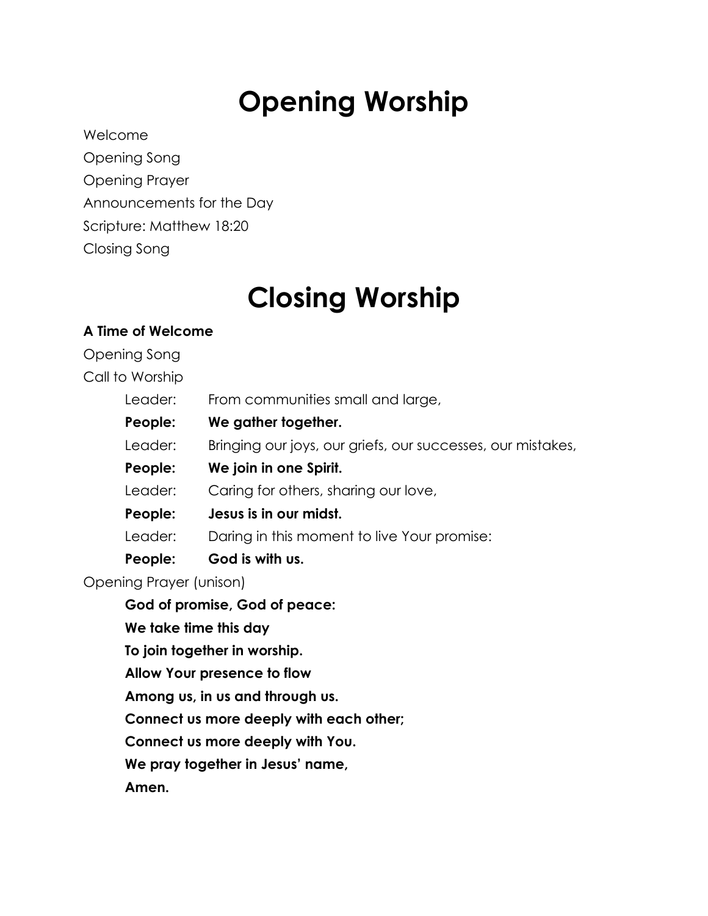# Opening Worship

Welcome

Opening Song

Opening Prayer

Announcements for the Day

Scripture: Matthew 18:20

Closing Song

# Closing Worship

**A Time of Welcome**

Opening Song

Call to Worship

| | |
|---|---|
| Leader: | From communities small and large, |
| **People:** | **We gather together.** |
| Leader: | Bringing our joys, our griefs, our successes, our mistakes, |
| **People:** | **We join in one Spirit.** |
| Leader: | Caring for others, sharing our love, |
| **People:** | **Jesus is in our midst.** |
| Leader: | Daring in this moment to live Your promise: |
| **People:** | **God is with us.** |

Opening Prayer (unison)

**God of promise, God of peace:**
**We take time this day**
**To join together in worship.**
**Allow Your presence to flow**
**Among us, in us and through us.**
**Connect us more deeply with each other;**
**Connect us more deeply with You.**
**We pray together in Jesus' name,**
**Amen.**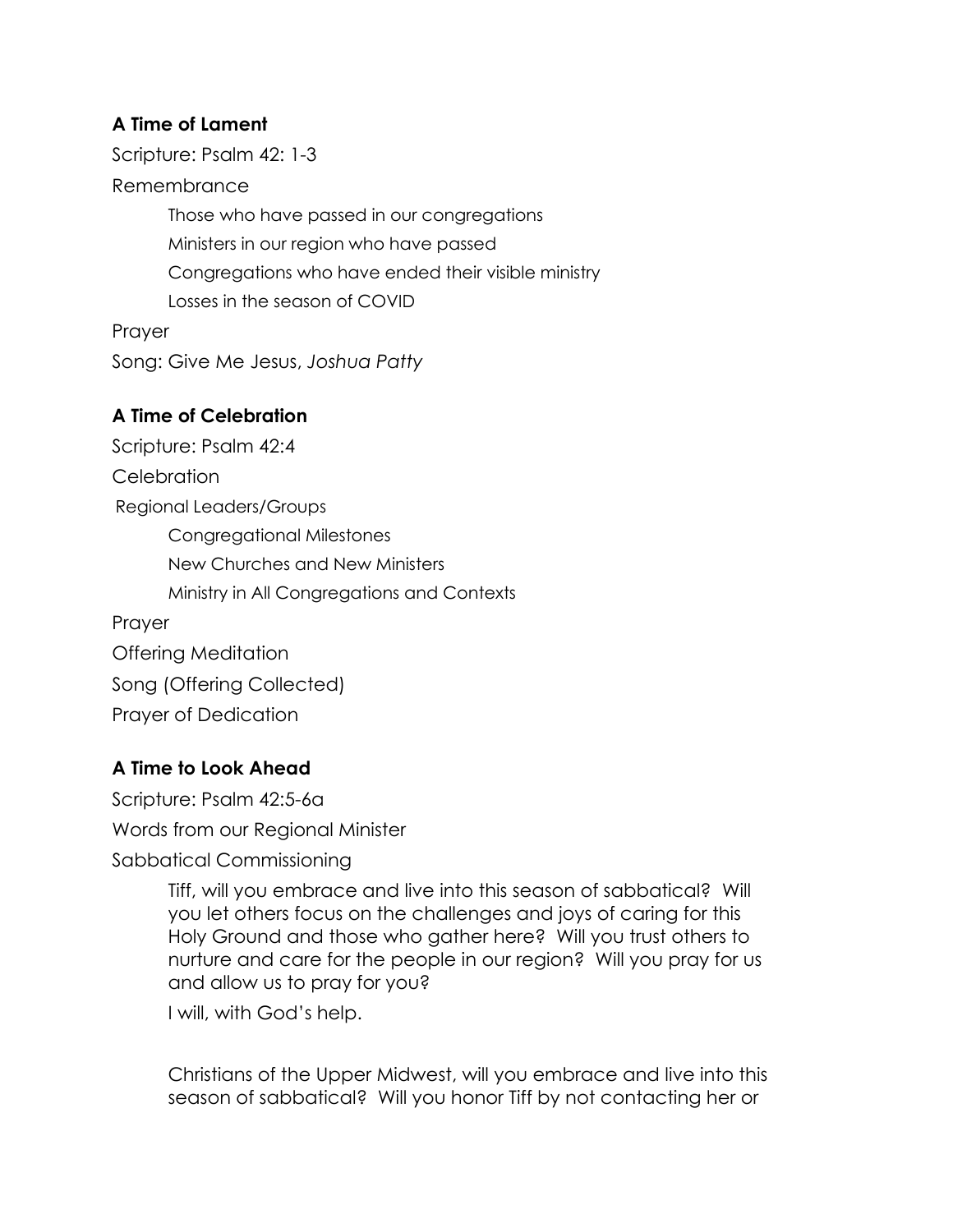**A Time of Lament**

Scripture: Psalm 42: 1-3

Remembrance

Those who have passed in our congregations

Ministers in our region who have passed

Congregations who have ended their visible ministry

Losses in the season of COVID

Prayer

Song: Give Me Jesus, *Joshua Patty*

**A Time of Celebration**

Scripture: Psalm 42:4

Celebration

Regional Leaders/Groups

Congregational Milestones

New Churches and New Ministers

Ministry in All Congregations and Contexts

Prayer

Offering Meditation

Song (Offering Collected)

Prayer of Dedication

**A Time to Look Ahead**

Scripture: Psalm 42:5-6a

Words from our Regional Minister

Sabbatical Commissioning

Tiff, will you embrace and live into this season of sabbatical? Will you let others focus on the challenges and joys of caring for this Holy Ground and those who gather here? Will you trust others to nurture and care for the people in our region? Will you pray for us and allow us to pray for you?

I will, with God's help.

Christians of the Upper Midwest, will you embrace and live into this season of sabbatical? Will you honor Tiff by not contacting her or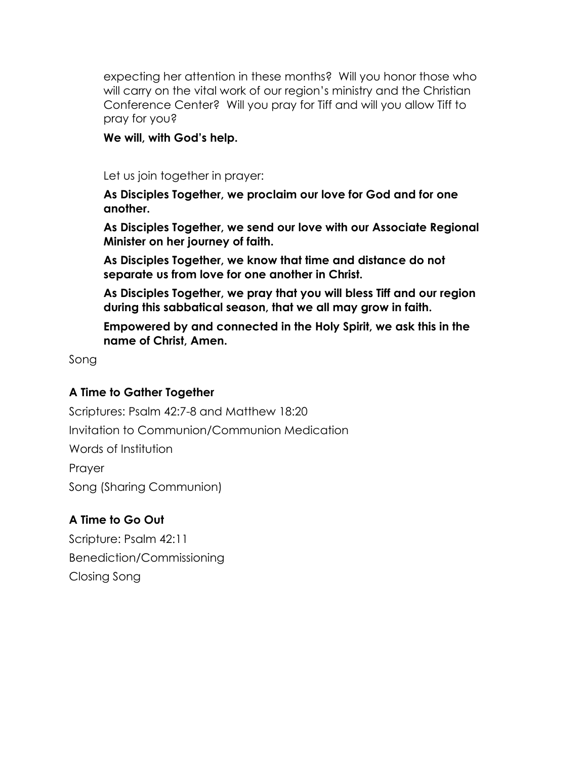expecting her attention in these months? Will you honor those who will carry on the vital work of our region's ministry and the Christian Conference Center? Will you pray for Tiff and will you allow Tiff to pray for you?

**We will, with God's help.**

Let us join together in prayer:

**As Disciples Together, we proclaim our love for God and for one another.**

**As Disciples Together, we send our love with our Associate Regional Minister on her journey of faith.**

**As Disciples Together, we know that time and distance do not separate us from love for one another in Christ.**

**As Disciples Together, we pray that you will bless Tiff and our region during this sabbatical season, that we all may grow in faith.**

**Empowered by and connected in the Holy Spirit, we ask this in the name of Christ, Amen.**

Song

**A Time to Gather Together**

Scriptures: Psalm 42:7-8 and Matthew 18:20

Invitation to Communion/Communion Medication

Words of Institution

Prayer

Song (Sharing Communion)

**A Time to Go Out**

Scripture: Psalm 42:11

Benediction/Commissioning

Closing Song